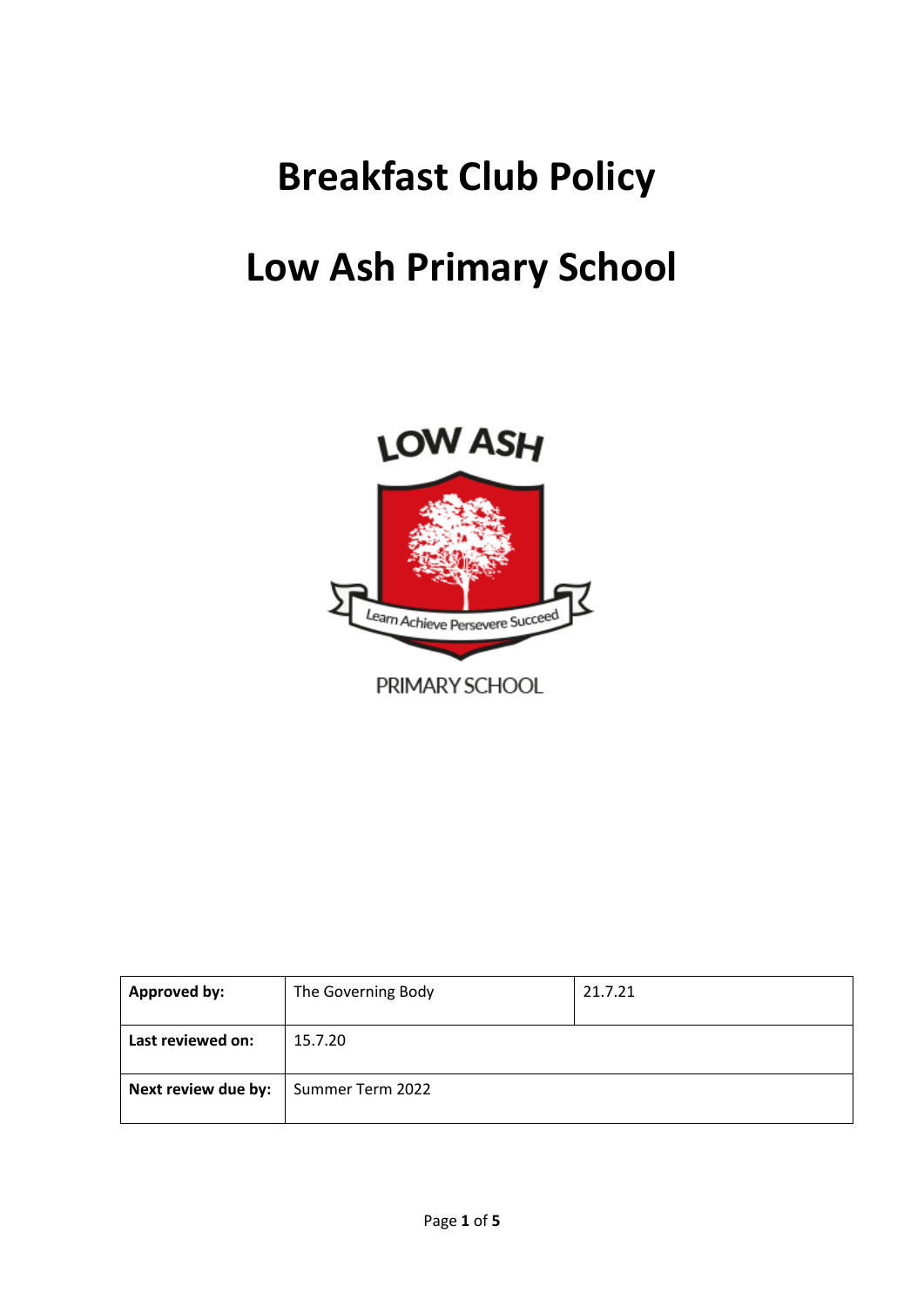# Breakfast Club Policy

# Low Ash Primary School

| Approved by: | The Governing Body | 21.7.21 |
|---|---|---|
| **Last reviewed on:** | 15.7.20 | |
| **Next review due by:** | Summer Term 2022 | |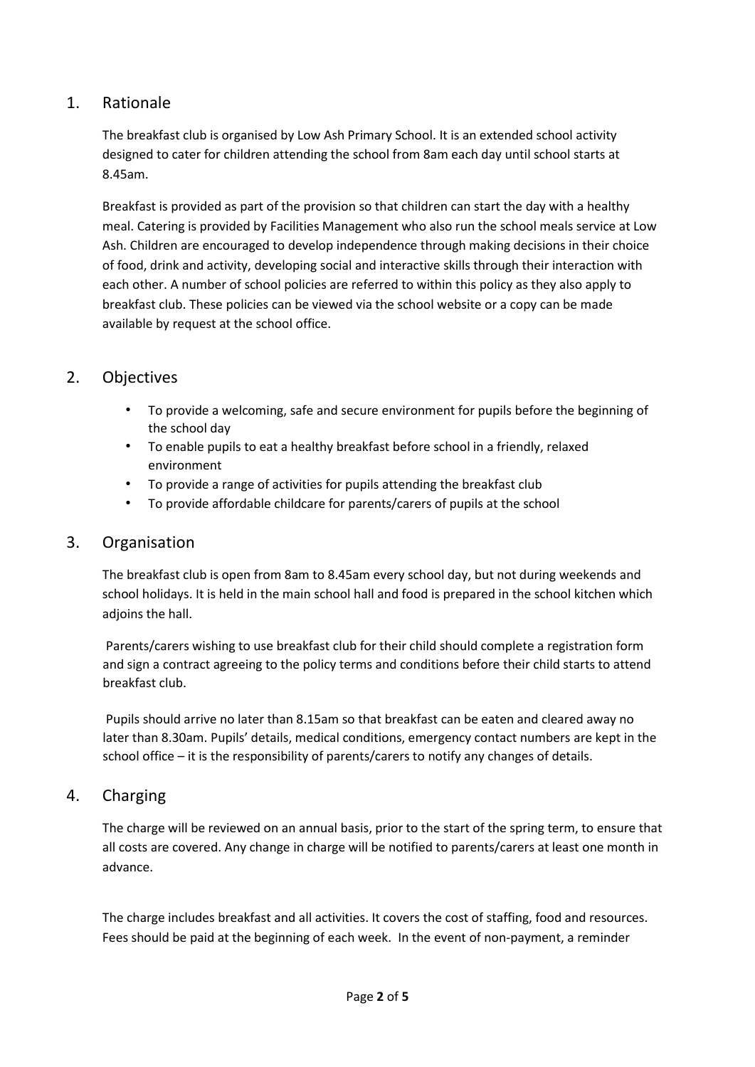## 1. Rationale

The breakfast club is organised by Low Ash Primary School. It is an extended school activity designed to cater for children attending the school from 8am each day until school starts at 8.45am.

Breakfast is provided as part of the provision so that children can start the day with a healthy meal. Catering is provided by Facilities Management who also run the school meals service at Low Ash. Children are encouraged to develop independence through making decisions in their choice of food, drink and activity, developing social and interactive skills through their interaction with each other. A number of school policies are referred to within this policy as they also apply to breakfast club. These policies can be viewed via the school website or a copy can be made available by request at the school office.

## 2. Objectives

- To provide a welcoming, safe and secure environment for pupils before the beginning of the school day
- To enable pupils to eat a healthy breakfast before school in a friendly, relaxed environment
- To provide a range of activities for pupils attending the breakfast club
- To provide affordable childcare for parents/carers of pupils at the school

## 3. Organisation

The breakfast club is open from 8am to 8.45am every school day, but not during weekends and school holidays. It is held in the main school hall and food is prepared in the school kitchen which adjoins the hall.

Parents/carers wishing to use breakfast club for their child should complete a registration form and sign a contract agreeing to the policy terms and conditions before their child starts to attend breakfast club.

Pupils should arrive no later than 8.15am so that breakfast can be eaten and cleared away no later than 8.30am. Pupils' details, medical conditions, emergency contact numbers are kept in the school office – it is the responsibility of parents/carers to notify any changes of details.

## 4. Charging

The charge will be reviewed on an annual basis, prior to the start of the spring term, to ensure that all costs are covered. Any change in charge will be notified to parents/carers at least one month in advance.

The charge includes breakfast and all activities. It covers the cost of staffing, food and resources. Fees should be paid at the beginning of each week. In the event of non-payment, a reminder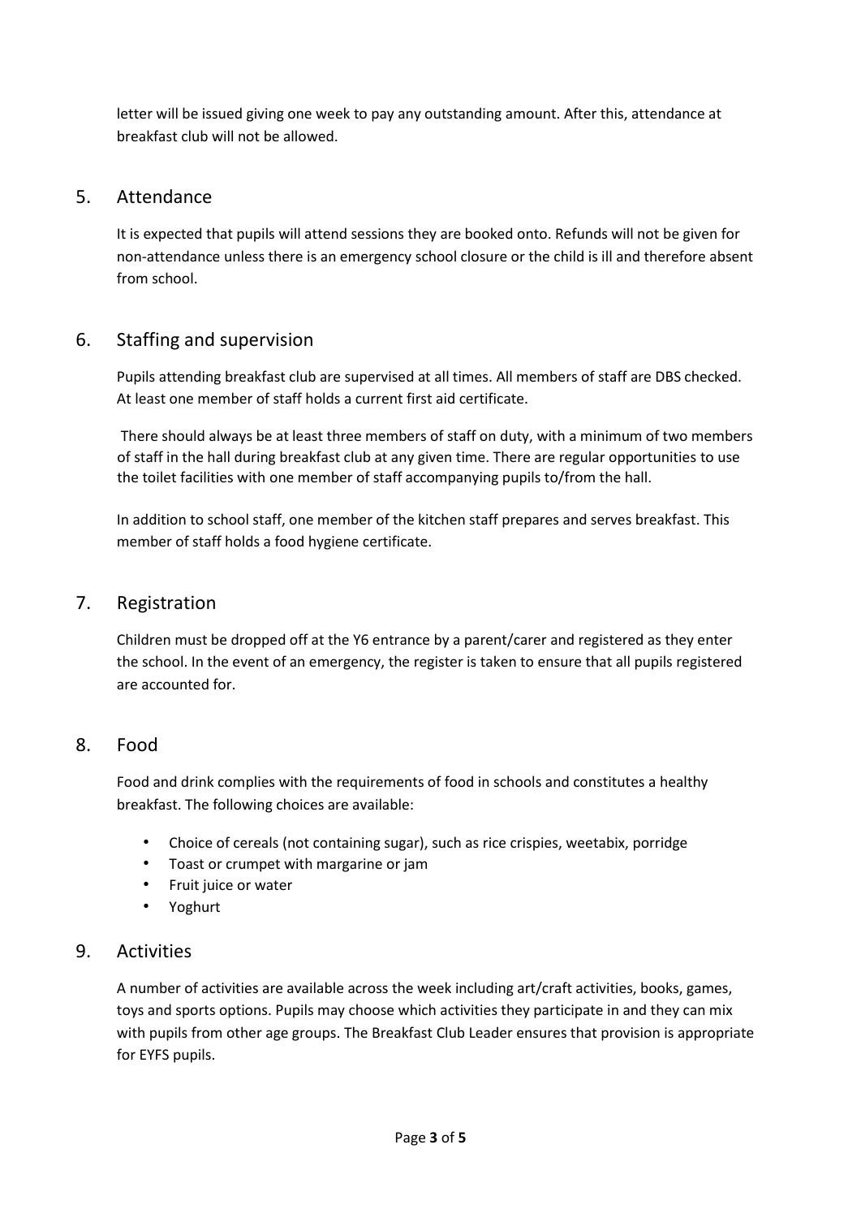letter will be issued giving one week to pay any outstanding amount. After this, attendance at breakfast club will not be allowed.

## 5. Attendance

It is expected that pupils will attend sessions they are booked onto. Refunds will not be given for non-attendance unless there is an emergency school closure or the child is ill and therefore absent from school.

## 6. Staffing and supervision

Pupils attending breakfast club are supervised at all times. All members of staff are DBS checked. At least one member of staff holds a current first aid certificate.

There should always be at least three members of staff on duty, with a minimum of two members of staff in the hall during breakfast club at any given time. There are regular opportunities to use the toilet facilities with one member of staff accompanying pupils to/from the hall.

In addition to school staff, one member of the kitchen staff prepares and serves breakfast. This member of staff holds a food hygiene certificate.

## 7. Registration

Children must be dropped off at the Y6 entrance by a parent/carer and registered as they enter the school. In the event of an emergency, the register is taken to ensure that all pupils registered are accounted for.

## 8. Food

Food and drink complies with the requirements of food in schools and constitutes a healthy breakfast. The following choices are available:

- Choice of cereals (not containing sugar), such as rice crispies, weetabix, porridge
- Toast or crumpet with margarine or jam
- Fruit juice or water
- Yoghurt

## 9. Activities

A number of activities are available across the week including art/craft activities, books, games, toys and sports options. Pupils may choose which activities they participate in and they can mix with pupils from other age groups. The Breakfast Club Leader ensures that provision is appropriate for EYFS pupils.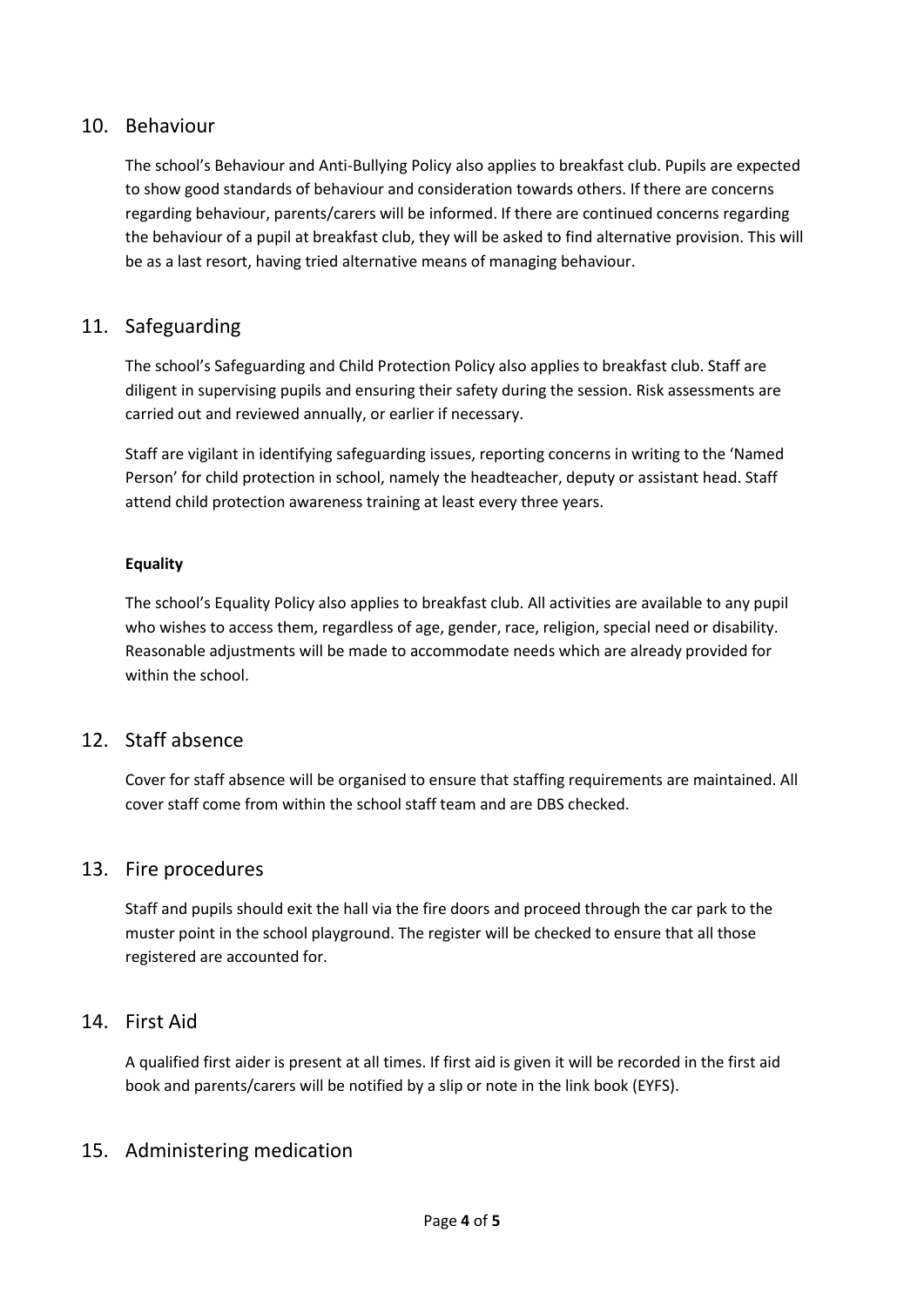## 10. Behaviour

The school's Behaviour and Anti-Bullying Policy also applies to breakfast club. Pupils are expected to show good standards of behaviour and consideration towards others. If there are concerns regarding behaviour, parents/carers will be informed. If there are continued concerns regarding the behaviour of a pupil at breakfast club, they will be asked to find alternative provision. This will be as a last resort, having tried alternative means of managing behaviour.

## 11. Safeguarding

The school's Safeguarding and Child Protection Policy also applies to breakfast club. Staff are diligent in supervising pupils and ensuring their safety during the session. Risk assessments are carried out and reviewed annually, or earlier if necessary.

Staff are vigilant in identifying safeguarding issues, reporting concerns in writing to the 'Named Person' for child protection in school, namely the headteacher, deputy or assistant head. Staff attend child protection awareness training at least every three years.

**Equality**

The school's Equality Policy also applies to breakfast club. All activities are available to any pupil who wishes to access them, regardless of age, gender, race, religion, special need or disability. Reasonable adjustments will be made to accommodate needs which are already provided for within the school.

## 12. Staff absence

Cover for staff absence will be organised to ensure that staffing requirements are maintained. All cover staff come from within the school staff team and are DBS checked.

## 13. Fire procedures

Staff and pupils should exit the hall via the fire doors and proceed through the car park to the muster point in the school playground. The register will be checked to ensure that all those registered are accounted for.

## 14. First Aid

A qualified first aider is present at all times. If first aid is given it will be recorded in the first aid book and parents/carers will be notified by a slip or note in the link book (EYFS).

## 15. Administering medication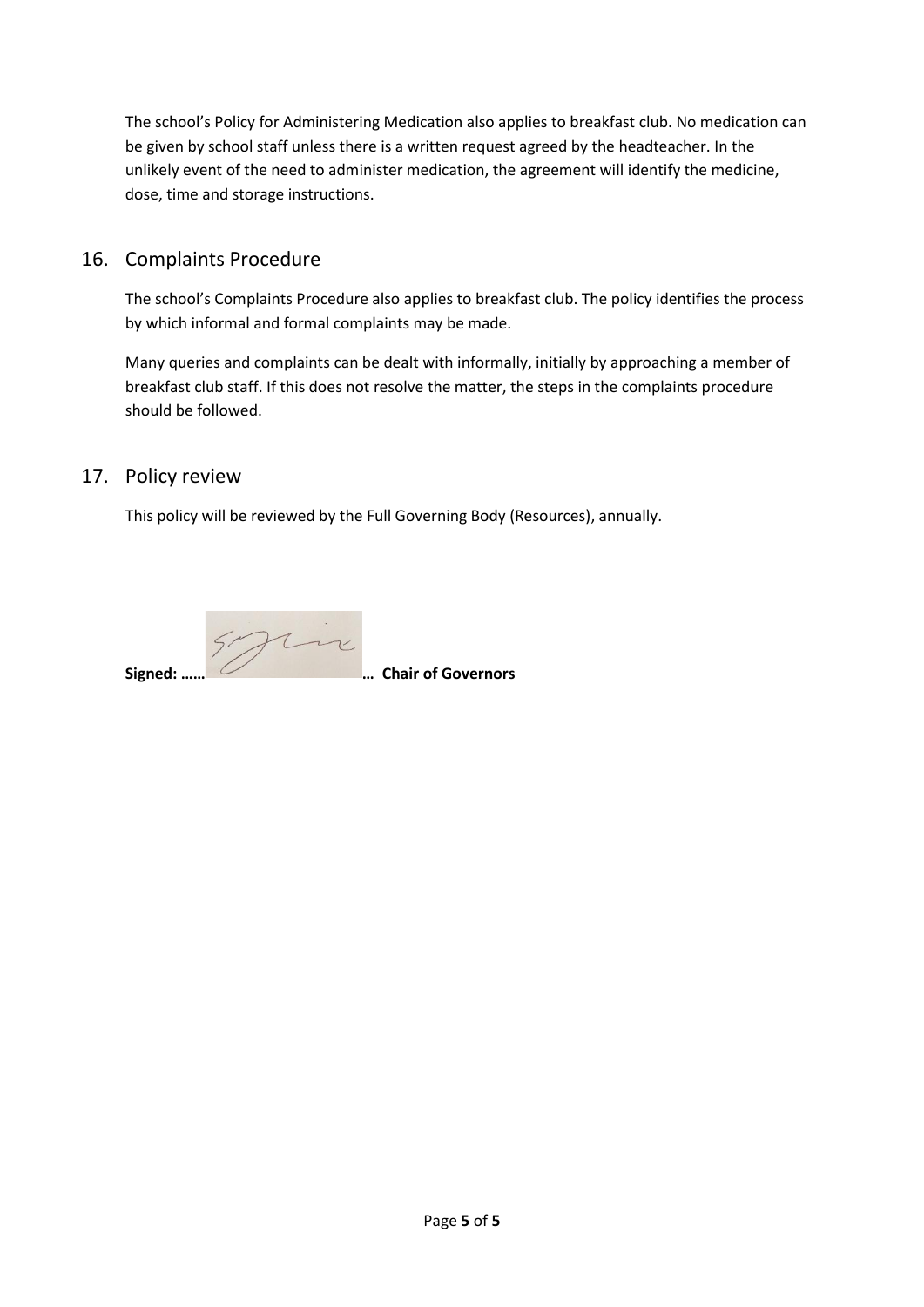The school's Policy for Administering Medication also applies to breakfast club. No medication can be given by school staff unless there is a written request agreed by the headteacher. In the unlikely event of the need to administer medication, the agreement will identify the medicine, dose, time and storage instructions.

## 16. Complaints Procedure

The school's Complaints Procedure also applies to breakfast club. The policy identifies the process by which informal and formal complaints may be made.

Many queries and complaints can be dealt with informally, initially by approaching a member of breakfast club staff. If this does not resolve the matter, the steps in the complaints procedure should be followed.

## 17. Policy review

This policy will be reviewed by the Full Governing Body (Resources), annually.

**Signed: ……** **… Chair of Governors**